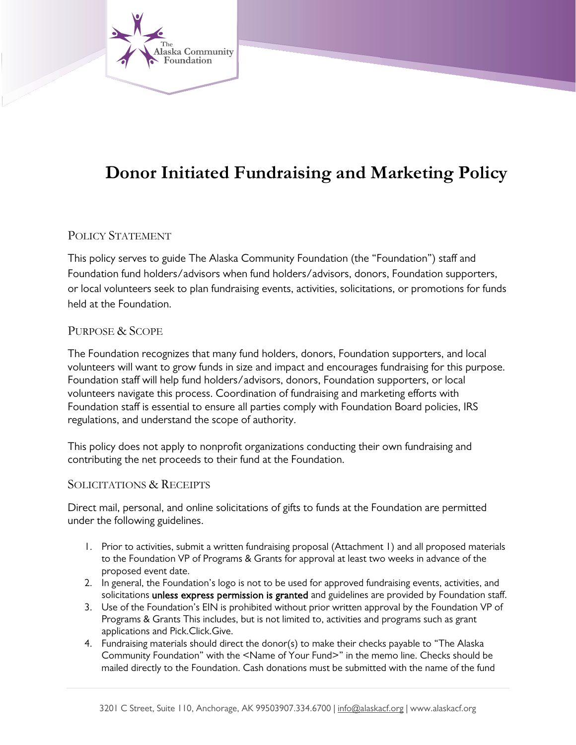# Donor Initiated Fundraising and Marketing Policy

## Policy Statement

This policy serves to guide The Alaska Community Foundation (the "Foundation") staff and Foundation fund holders/advisors when fund holders/advisors, donors, Foundation supporters, or local volunteers seek to plan fundraising events, activities, solicitations, or promotions for funds held at the Foundation.

## Purpose & Scope

The Foundation recognizes that many fund holders, donors, Foundation supporters, and local volunteers will want to grow funds in size and impact and encourages fundraising for this purpose. Foundation staff will help fund holders/advisors, donors, Foundation supporters, or local volunteers navigate this process. Coordination of fundraising and marketing efforts with Foundation staff is essential to ensure all parties comply with Foundation Board policies, IRS regulations, and understand the scope of authority.

This policy does not apply to nonprofit organizations conducting their own fundraising and contributing the net proceeds to their fund at the Foundation.

## Solicitations & Receipts

Direct mail, personal, and online solicitations of gifts to funds at the Foundation are permitted under the following guidelines.

1. Prior to activities, submit a written fundraising proposal (Attachment 1) and all proposed materials to the Foundation VP of Programs & Grants for approval at least two weeks in advance of the proposed event date.
2. In general, the Foundation's logo is not to be used for approved fundraising events, activities, and solicitations unless express permission is granted and guidelines are provided by Foundation staff.
3. Use of the Foundation's EIN is prohibited without prior written approval by the Foundation VP of Programs & Grants This includes, but is not limited to, activities and programs such as grant applications and Pick.Click.Give.
4. Fundraising materials should direct the donor(s) to make their checks payable to "The Alaska Community Foundation" with the <Name of Your Fund>" in the memo line. Checks should be mailed directly to the Foundation. Cash donations must be submitted with the name of the fund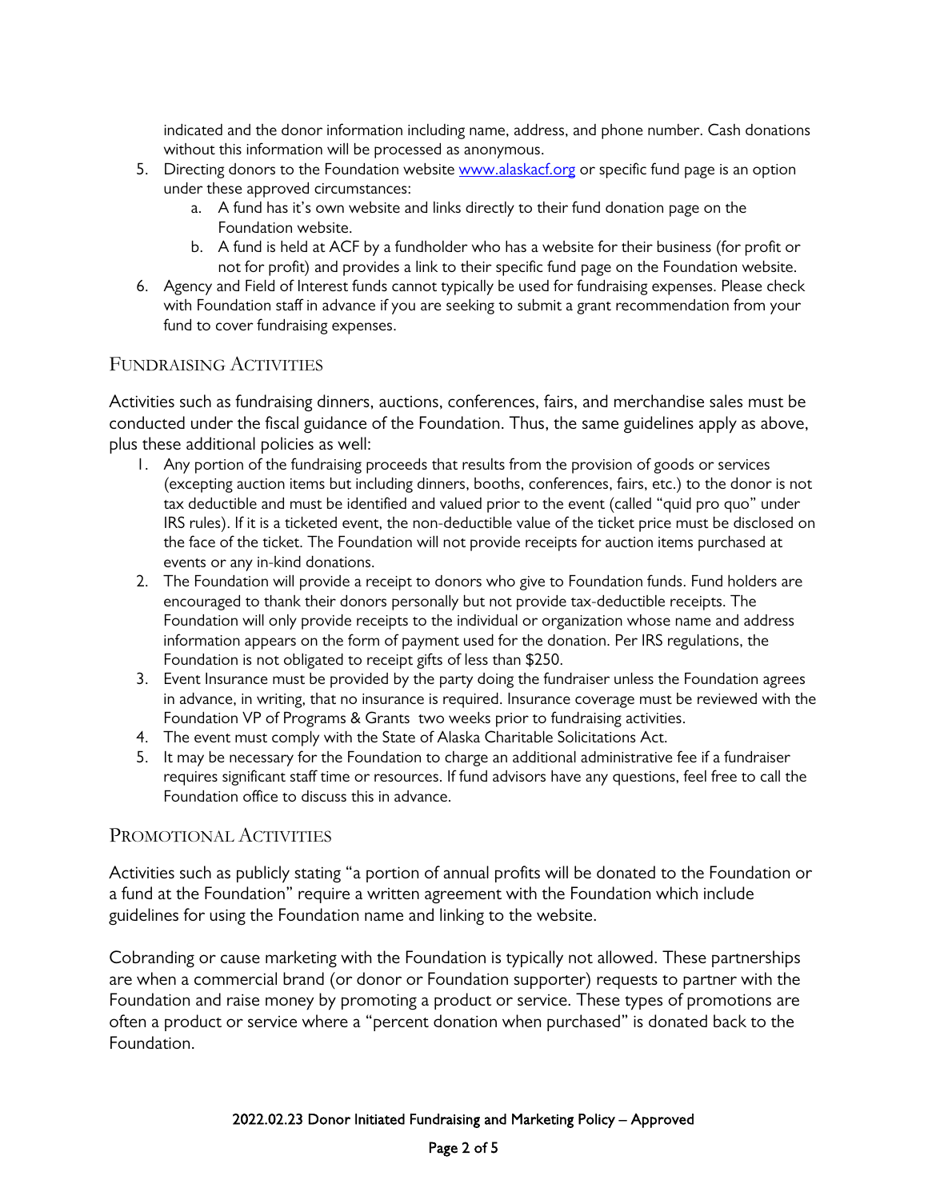indicated and the donor information including name, address, and phone number. Cash donations without this information will be processed as anonymous.

5. Directing donors to the Foundation website [www.alaskacf.org](www.alaskacf.org) or specific fund page is an option under these approved circumstances:
   a. A fund has it's own website and links directly to their fund donation page on the Foundation website.
   b. A fund is held at ACF by a fundholder who has a website for their business (for profit or not for profit) and provides a link to their specific fund page on the Foundation website.
6. Agency and Field of Interest funds cannot typically be used for fundraising expenses. Please check with Foundation staff in advance if you are seeking to submit a grant recommendation from your fund to cover fundraising expenses.

## Fundraising Activities

Activities such as fundraising dinners, auctions, conferences, fairs, and merchandise sales must be conducted under the fiscal guidance of the Foundation. Thus, the same guidelines apply as above, plus these additional policies as well:

1. Any portion of the fundraising proceeds that results from the provision of goods or services (excepting auction items but including dinners, booths, conferences, fairs, etc.) to the donor is not tax deductible and must be identified and valued prior to the event (called "quid pro quo" under IRS rules). If it is a ticketed event, the non-deductible value of the ticket price must be disclosed on the face of the ticket. The Foundation will not provide receipts for auction items purchased at events or any in-kind donations.
2. The Foundation will provide a receipt to donors who give to Foundation funds. Fund holders are encouraged to thank their donors personally but not provide tax-deductible receipts. The Foundation will only provide receipts to the individual or organization whose name and address information appears on the form of payment used for the donation. Per IRS regulations, the Foundation is not obligated to receipt gifts of less than $250.
3. Event Insurance must be provided by the party doing the fundraiser unless the Foundation agrees in advance, in writing, that no insurance is required. Insurance coverage must be reviewed with the Foundation VP of Programs & Grants two weeks prior to fundraising activities.
4. The event must comply with the State of Alaska Charitable Solicitations Act.
5. It may be necessary for the Foundation to charge an additional administrative fee if a fundraiser requires significant staff time or resources. If fund advisors have any questions, feel free to call the Foundation office to discuss this in advance.

## Promotional Activities

Activities such as publicly stating "a portion of annual profits will be donated to the Foundation or a fund at the Foundation" require a written agreement with the Foundation which include guidelines for using the Foundation name and linking to the website.

Cobranding or cause marketing with the Foundation is typically not allowed. These partnerships are when a commercial brand (or donor or Foundation supporter) requests to partner with the Foundation and raise money by promoting a product or service. These types of promotions are often a product or service where a "percent donation when purchased" is donated back to the Foundation.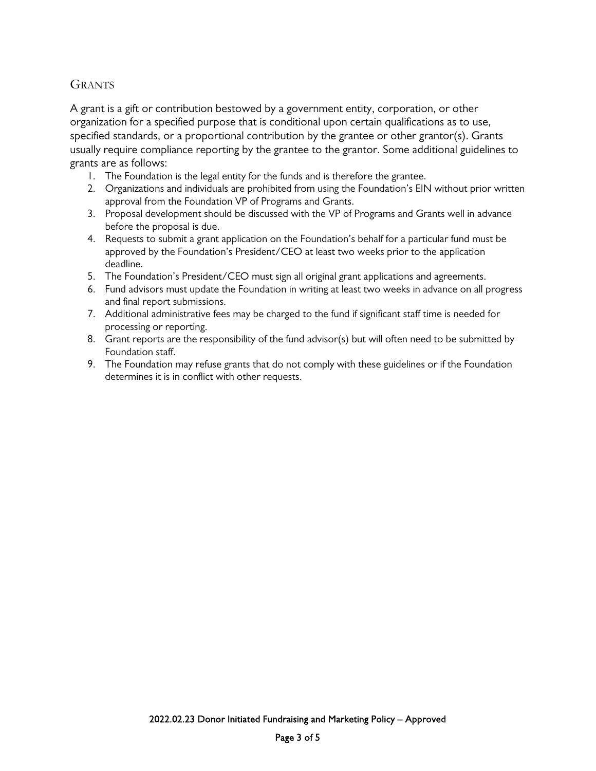## Grants

A grant is a gift or contribution bestowed by a government entity, corporation, or other organization for a specified purpose that is conditional upon certain qualifications as to use, specified standards, or a proportional contribution by the grantee or other grantor(s). Grants usually require compliance reporting by the grantee to the grantor. Some additional guidelines to grants are as follows:

1. The Foundation is the legal entity for the funds and is therefore the grantee.
2. Organizations and individuals are prohibited from using the Foundation's EIN without prior written approval from the Foundation VP of Programs and Grants.
3. Proposal development should be discussed with the VP of Programs and Grants well in advance before the proposal is due.
4. Requests to submit a grant application on the Foundation's behalf for a particular fund must be approved by the Foundation's President/CEO at least two weeks prior to the application deadline.
5. The Foundation's President/CEO must sign all original grant applications and agreements.
6. Fund advisors must update the Foundation in writing at least two weeks in advance on all progress and final report submissions.
7. Additional administrative fees may be charged to the fund if significant staff time is needed for processing or reporting.
8. Grant reports are the responsibility of the fund advisor(s) but will often need to be submitted by Foundation staff.
9. The Foundation may refuse grants that do not comply with these guidelines or if the Foundation determines it is in conflict with other requests.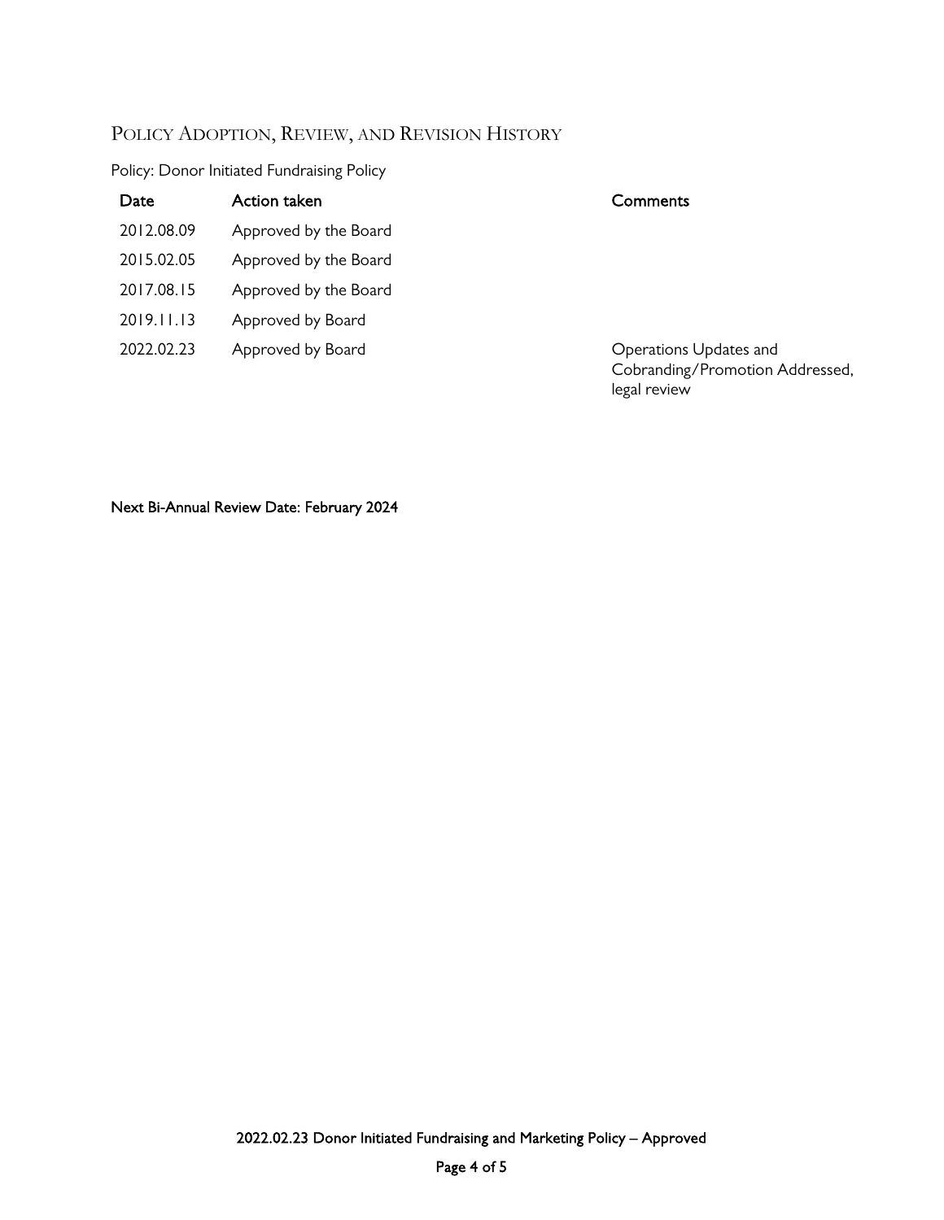## Policy Adoption, Review, and Revision History

Policy: Donor Initiated Fundraising Policy

| Date | Action taken | Comments |
|---|---|---|
| 2012.08.09 | Approved by the Board | |
| 2015.02.05 | Approved by the Board | |
| 2017.08.15 | Approved by the Board | |
| 2019.11.13 | Approved by Board | |
| 2022.02.23 | Approved by Board | Operations Updates and Cobranding/Promotion Addressed, legal review |

Next Bi-Annual Review Date: February 2024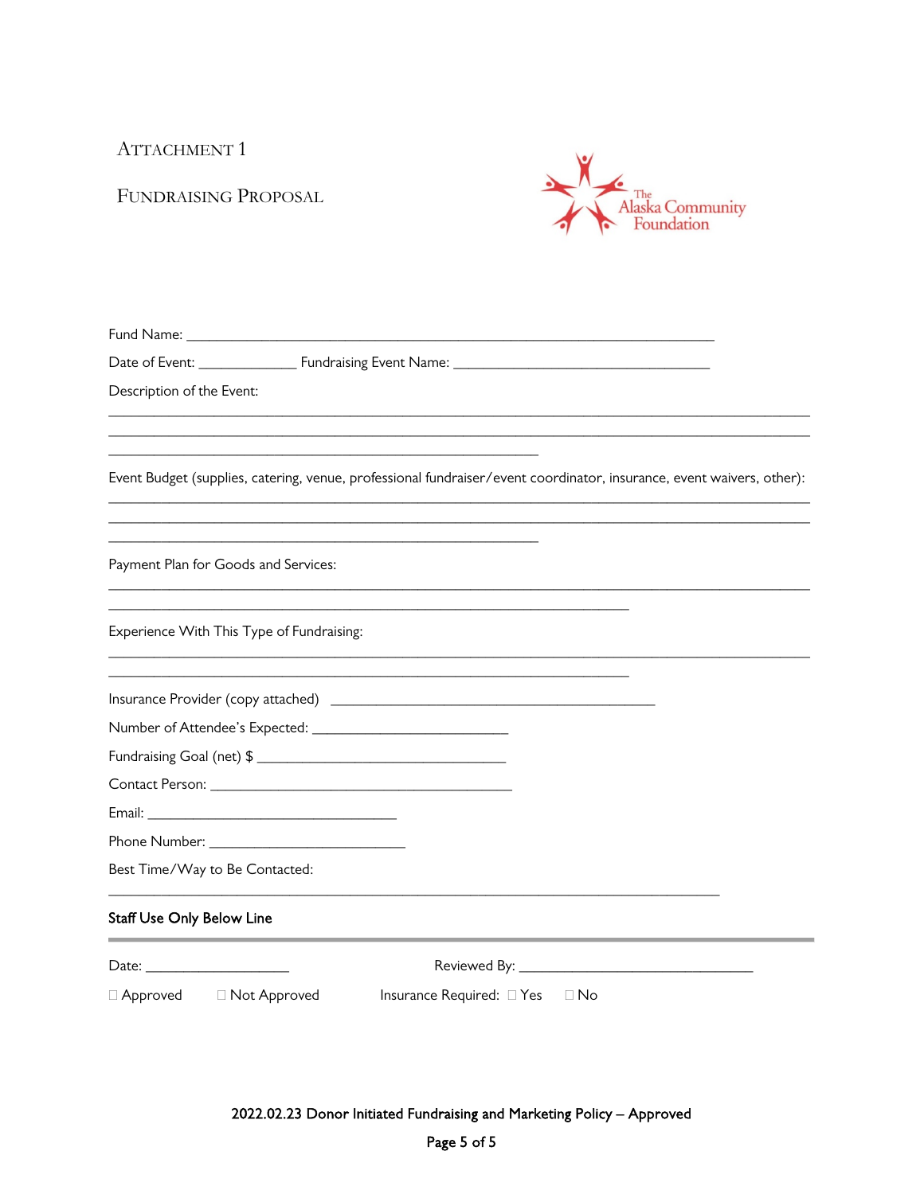# ATTACHMENT 1

## FUNDRAISING PROPOSAL

The Alaska Community Foundation

Fund Name: ____________________________________________________________

Date of Event: ____________ Fundraising Event Name: ______________________________

Description of the Event:

________________________________________________________________________________
________________________________________________________________________________
__________________________________________________

Event Budget (supplies, catering, venue, professional fundraiser/event coordinator, insurance, event waivers, other):

________________________________________________________________________________
________________________________________________________________________________
__________________________________________________

Payment Plan for Goods and Services:

________________________________________________________________________________
____________________________________________________________

Experience With This Type of Fundraising:

________________________________________________________________________________
____________________________________________________________

Insurance Provider (copy attached) _____________________________________

Number of Attendee's Expected: _______________________

Fundraising Goal (net) $ _____________________________

Contact Person: ___________________________________

Email: _____________________________

Phone Number: _______________________

Best Time/Way to Be Contacted:

________________________________________________________________________

**Staff Use Only Below Line**

---

Date: ________________ Reviewed By: ____________________________

☐ Approved ☐ Not Approved Insurance Required: ☐ Yes ☐ No

2022.02.23 Donor Initiated Fundraising and Marketing Policy – Approved